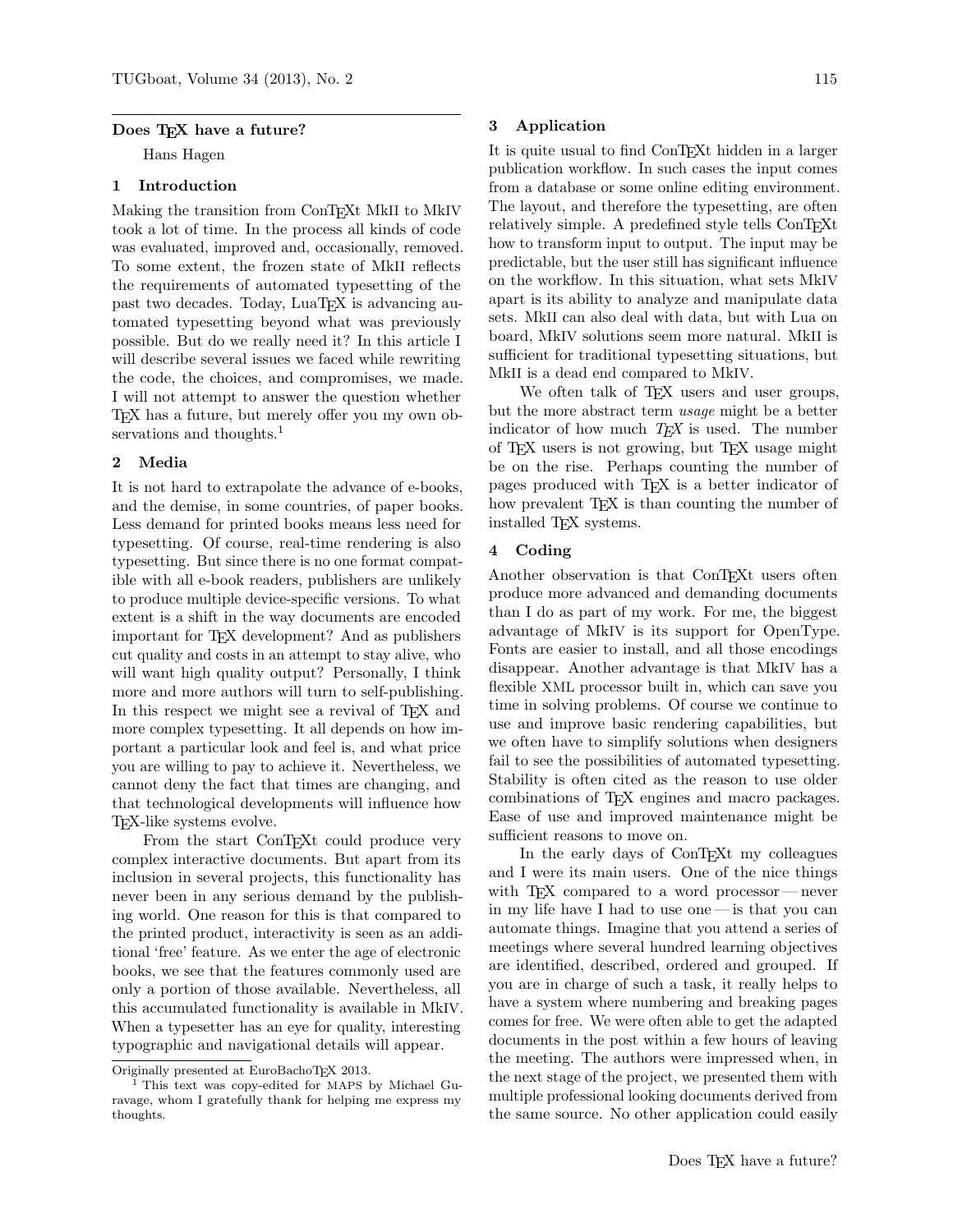# Does TEX have a future?

Hans Hagen

## 1 Introduction

Making the transition from ConTEXt MkII to MkIV took a lot of time. In the process all kinds of code was evaluated, improved and, occasionally, removed. To some extent, the frozen state of MkII reflects the requirements of automated typesetting of the past two decades. Today, LuaTEX is advancing automated typesetting beyond what was previously possible. But do we really need it? In this article I will describe several issues we faced while rewriting the code, the choices, and compromises, we made. I will not attempt to answer the question whether TEX has a future, but merely offer you my own observations and thoughts.[1]

## 2 Media

It is not hard to extrapolate the advance of e-books, and the demise, in some countries, of paper books. Less demand for printed books means less need for typesetting. Of course, real-time rendering is also typesetting. But since there is no one format compatible with all e-book readers, publishers are unlikely to produce multiple device-specific versions. To what extent is a shift in the way documents are encoded important for TEX development? And as publishers cut quality and costs in an attempt to stay alive, who will want high quality output? Personally, I think more and more authors will turn to self-publishing. In this respect we might see a revival of TEX and more complex typesetting. It all depends on how important a particular look and feel is, and what price you are willing to pay to achieve it. Nevertheless, we cannot deny the fact that times are changing, and that technological developments will influence how TEX-like systems evolve.

From the start ConTEXt could produce very complex interactive documents. But apart from its inclusion in several projects, this functionality has never been in any serious demand by the publishing world. One reason for this is that compared to the printed product, interactivity is seen as an additional 'free' feature. As we enter the age of electronic books, we see that the features commonly used are only a portion of those available. Nevertheless, all this accumulated functionality is available in MkIV. When a typesetter has an eye for quality, interesting typographic and navigational details will appear.

Originally presented at EuroBachoTEX 2013.

[1] This text was copy-edited for MAPS by Michael Guravage, whom I gratefully thank for helping me express my thoughts.

## 3 Application

It is quite usual to find ConTEXt hidden in a larger publication workflow. In such cases the input comes from a database or some online editing environment. The layout, and therefore the typesetting, are often relatively simple. A predefined style tells ConTEXt how to transform input to output. The input may be predictable, but the user still has significant influence on the workflow. In this situation, what sets MkIV apart is its ability to analyze and manipulate data sets. MkII can also deal with data, but with Lua on board, MkIV solutions seem more natural. MkII is sufficient for traditional typesetting situations, but MkII is a dead end compared to MkIV.

We often talk of TEX users and user groups, but the more abstract term *usage* might be a better indicator of how much *TEX* is used. The number of TEX users is not growing, but TEX usage might be on the rise. Perhaps counting the number of pages produced with TEX is a better indicator of how prevalent TEX is than counting the number of installed TEX systems.

## 4 Coding

Another observation is that ConTEXt users often produce more advanced and demanding documents than I do as part of my work. For me, the biggest advantage of MkIV is its support for OpenType. Fonts are easier to install, and all those encodings disappear. Another advantage is that MkIV has a flexible XML processor built in, which can save you time in solving problems. Of course we continue to use and improve basic rendering capabilities, but we often have to simplify solutions when designers fail to see the possibilities of automated typesetting. Stability is often cited as the reason to use older combinations of TEX engines and macro packages. Ease of use and improved maintenance might be sufficient reasons to move on.

In the early days of ConTEXt my colleagues and I were its main users. One of the nice things with TEX compared to a word processor — never in my life have I had to use one — is that you can automate things. Imagine that you attend a series of meetings where several hundred learning objectives are identified, described, ordered and grouped. If you are in charge of such a task, it really helps to have a system where numbering and breaking pages comes for free. We were often able to get the adapted documents in the post within a few hours of leaving the meeting. The authors were impressed when, in the next stage of the project, we presented them with multiple professional looking documents derived from the same source. No other application could easily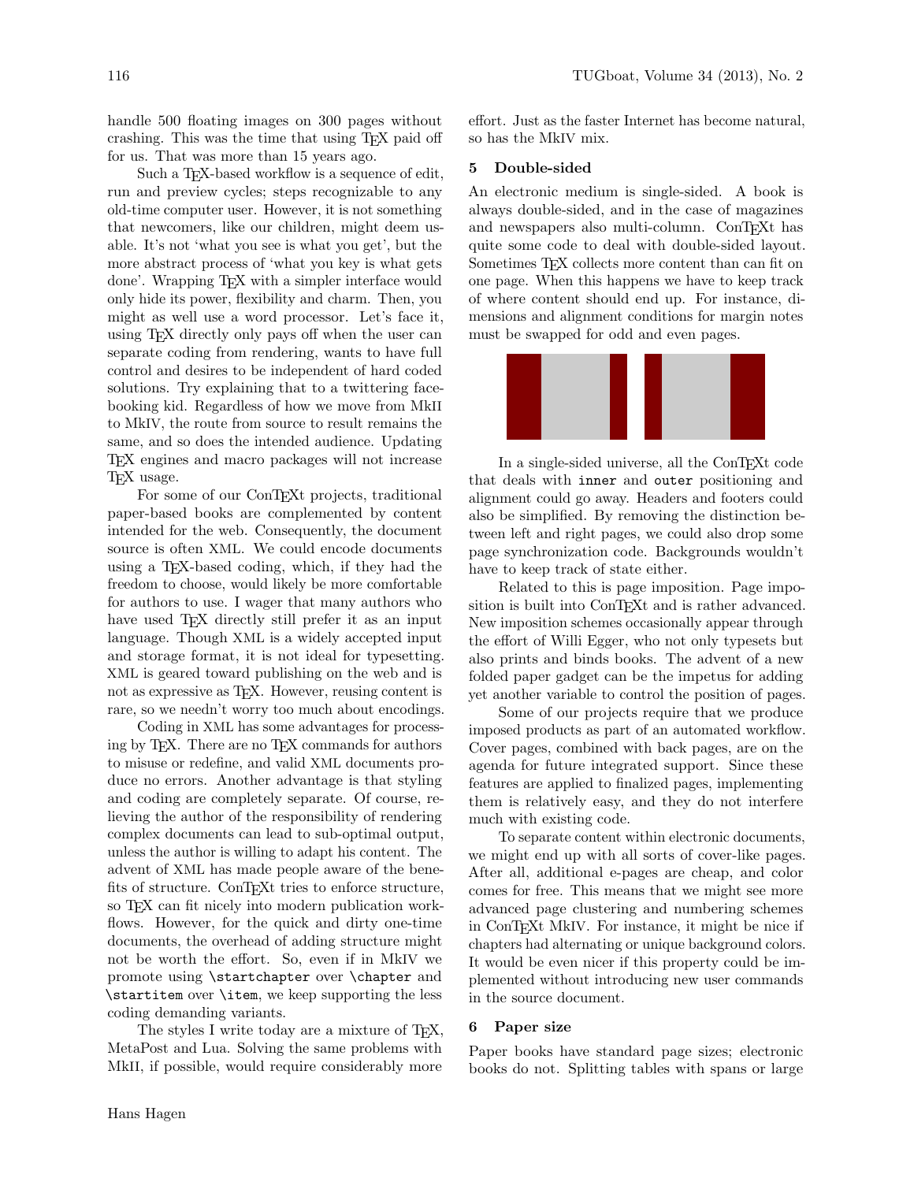handle 500 floating images on 300 pages without crashing. This was the time that using TEX paid off for us. That was more than 15 years ago.

Such a TEX-based workflow is a sequence of edit, run and preview cycles; steps recognizable to any old-time computer user. However, it is not something that newcomers, like our children, might deem usable. It's not 'what you see is what you get', but the more abstract process of 'what you key is what gets done'. Wrapping TEX with a simpler interface would only hide its power, flexibility and charm. Then, you might as well use a word processor. Let's face it, using TEX directly only pays off when the user can separate coding from rendering, wants to have full control and desires to be independent of hard coded solutions. Try explaining that to a twittering facebooking kid. Regardless of how we move from MkII to MkIV, the route from source to result remains the same, and so does the intended audience. Updating TEX engines and macro packages will not increase TEX usage.

For some of our ConTEXt projects, traditional paper-based books are complemented by content intended for the web. Consequently, the document source is often XML. We could encode documents using a TEX-based coding, which, if they had the freedom to choose, would likely be more comfortable for authors to use. I wager that many authors who have used TEX directly still prefer it as an input language. Though XML is a widely accepted input and storage format, it is not ideal for typesetting. XML is geared toward publishing on the web and is not as expressive as TEX. However, reusing content is rare, so we needn't worry too much about encodings.

Coding in XML has some advantages for processing by TEX. There are no TEX commands for authors to misuse or redefine, and valid XML documents produce no errors. Another advantage is that styling and coding are completely separate. Of course, relieving the author of the responsibility of rendering complex documents can lead to sub-optimal output, unless the author is willing to adapt his content. The advent of XML has made people aware of the benefits of structure. ConTEXt tries to enforce structure, so TEX can fit nicely into modern publication workflows. However, for the quick and dirty one-time documents, the overhead of adding structure might not be worth the effort. So, even if in MkIV we promote using `\startchapter` over `\chapter` and `\startitem` over `\item`, we keep supporting the less coding demanding variants.

The styles I write today are a mixture of TEX, MetaPost and Lua. Solving the same problems with MkII, if possible, would require considerably more effort. Just as the faster Internet has become natural, so has the MkIV mix.

## 5 Double-sided

An electronic medium is single-sided. A book is always double-sided, and in the case of magazines and newspapers also multi-column. ConTEXt has quite some code to deal with double-sided layout. Sometimes TEX collects more content than can fit on one page. When this happens we have to keep track of where content should end up. For instance, dimensions and alignment conditions for margin notes must be swapped for odd and even pages.

In a single-sided universe, all the ConTEXt code that deals with `inner` and `outer` positioning and alignment could go away. Headers and footers could also be simplified. By removing the distinction between left and right pages, we could also drop some page synchronization code. Backgrounds wouldn't have to keep track of state either.

Related to this is page imposition. Page imposition is built into ConTEXt and is rather advanced. New imposition schemes occasionally appear through the effort of Willi Egger, who not only typesets but also prints and binds books. The advent of a new folded paper gadget can be the impetus for adding yet another variable to control the position of pages.

Some of our projects require that we produce imposed products as part of an automated workflow. Cover pages, combined with back pages, are on the agenda for future integrated support. Since these features are applied to finalized pages, implementing them is relatively easy, and they do not interfere much with existing code.

To separate content within electronic documents, we might end up with all sorts of cover-like pages. After all, additional e-pages are cheap, and color comes for free. This means that we might see more advanced page clustering and numbering schemes in ConTEXt MkIV. For instance, it might be nice if chapters had alternating or unique background colors. It would be even nicer if this property could be implemented without introducing new user commands in the source document.

## 6 Paper size

Paper books have standard page sizes; electronic books do not. Splitting tables with spans or large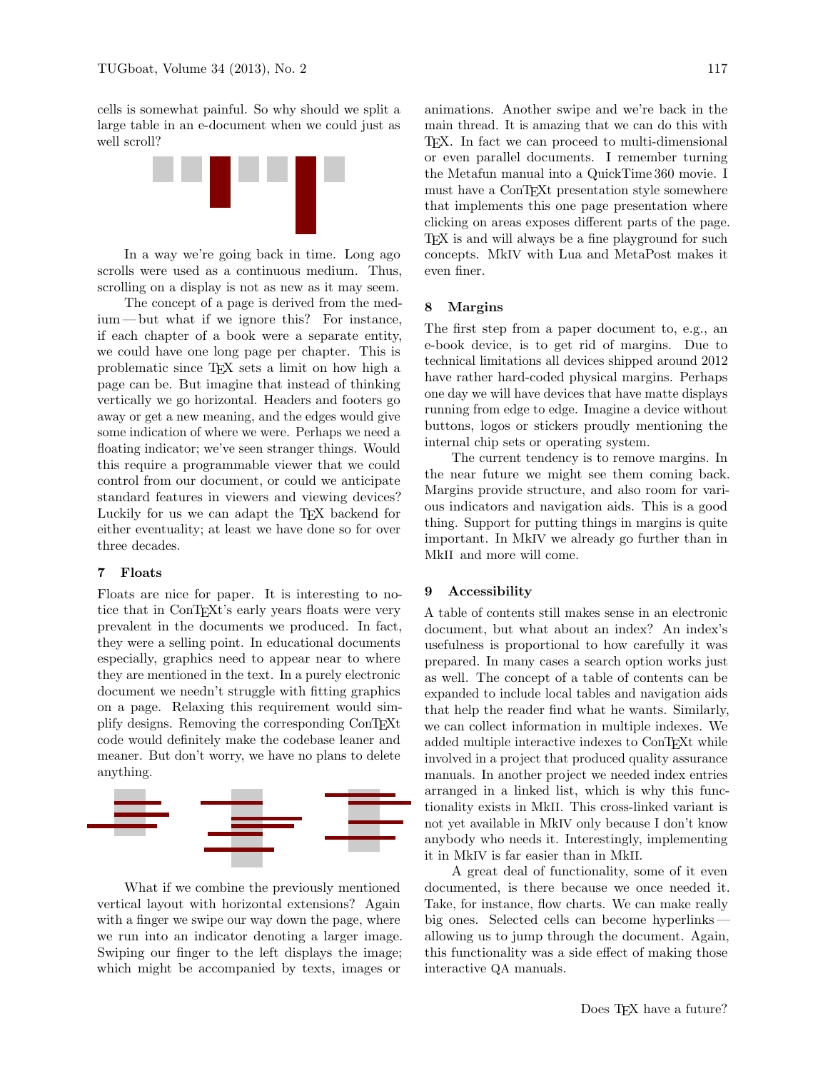cells is somewhat painful. So why should we split a large table in an e-document when we could just as well scroll?

In a way we're going back in time. Long ago scrolls were used as a continuous medium. Thus, scrolling on a display is not as new as it may seem.

The concept of a page is derived from the medium — but what if we ignore this? For instance, if each chapter of a book were a separate entity, we could have one long page per chapter. This is problematic since TeX sets a limit on how high a page can be. But imagine that instead of thinking vertically we go horizontal. Headers and footers go away or get a new meaning, and the edges would give some indication of where we were. Perhaps we need a floating indicator; we've seen stranger things. Would this require a programmable viewer that we could control from our document, or could we anticipate standard features in viewers and viewing devices? Luckily for us we can adapt the TeX backend for either eventuality; at least we have done so for over three decades.

## 7 Floats

Floats are nice for paper. It is interesting to notice that in ConTeXt's early years floats were very prevalent in the documents we produced. In fact, they were a selling point. In educational documents especially, graphics need to appear near to where they are mentioned in the text. In a purely electronic document we needn't struggle with fitting graphics on a page. Relaxing this requirement would simplify designs. Removing the corresponding ConTeXt code would definitely make the codebase leaner and meaner. But don't worry, we have no plans to delete anything.

What if we combine the previously mentioned vertical layout with horizontal extensions? Again with a finger we swipe our way down the page, where we run into an indicator denoting a larger image. Swiping our finger to the left displays the image; which might be accompanied by texts, images or animations. Another swipe and we're back in the main thread. It is amazing that we can do this with TeX. In fact we can proceed to multi-dimensional or even parallel documents. I remember turning the Metafun manual into a QuickTime 360 movie. I must have a ConTeXt presentation style somewhere that implements this one page presentation where clicking on areas exposes different parts of the page. TeX is and will always be a fine playground for such concepts. MkIV with Lua and MetaPost makes it even finer.

## 8 Margins

The first step from a paper document to, e.g., an e-book device, is to get rid of margins. Due to technical limitations all devices shipped around 2012 have rather hard-coded physical margins. Perhaps one day we will have devices that have matte displays running from edge to edge. Imagine a device without buttons, logos or stickers proudly mentioning the internal chip sets or operating system.

The current tendency is to remove margins. In the near future we might see them coming back. Margins provide structure, and also room for various indicators and navigation aids. This is a good thing. Support for putting things in margins is quite important. In MkIV we already go further than in MkII and more will come.

## 9 Accessibility

A table of contents still makes sense in an electronic document, but what about an index? An index's usefulness is proportional to how carefully it was prepared. In many cases a search option works just as well. The concept of a table of contents can be expanded to include local tables and navigation aids that help the reader find what he wants. Similarly, we can collect information in multiple indexes. We added multiple interactive indexes to ConTeXt while involved in a project that produced quality assurance manuals. In another project we needed index entries arranged in a linked list, which is why this functionality exists in MkII. This cross-linked variant is not yet available in MkIV only because I don't know anybody who needs it. Interestingly, implementing it in MkIV is far easier than in MkII.

A great deal of functionality, some of it even documented, is there because we once needed it. Take, for instance, flow charts. We can make really big ones. Selected cells can become hyperlinks — allowing us to jump through the document. Again, this functionality was a side effect of making those interactive QA manuals.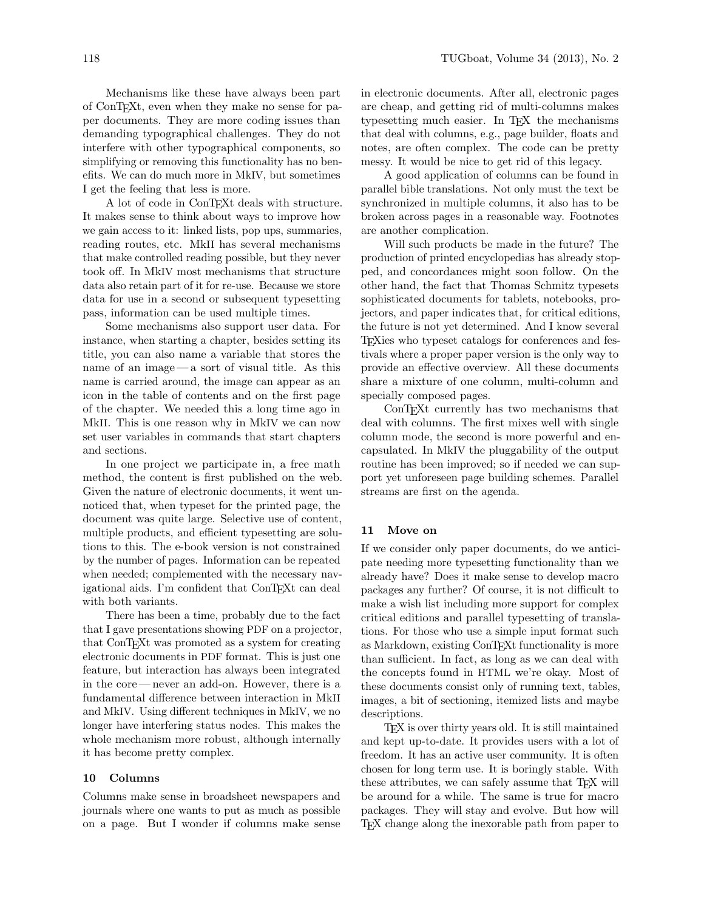Mechanisms like these have always been part of ConTEXt, even when they make no sense for paper documents. They are more coding issues than demanding typographical challenges. They do not interfere with other typographical components, so simplifying or removing this functionality has no benefits. We can do much more in MkIV, but sometimes I get the feeling that less is more.

A lot of code in ConTEXt deals with structure. It makes sense to think about ways to improve how we gain access to it: linked lists, pop ups, summaries, reading routes, etc. MkII has several mechanisms that make controlled reading possible, but they never took off. In MkIV most mechanisms that structure data also retain part of it for re-use. Because we store data for use in a second or subsequent typesetting pass, information can be used multiple times.

Some mechanisms also support user data. For instance, when starting a chapter, besides setting its title, you can also name a variable that stores the name of an image — a sort of visual title. As this name is carried around, the image can appear as an icon in the table of contents and on the first page of the chapter. We needed this a long time ago in MkII. This is one reason why in MkIV we can now set user variables in commands that start chapters and sections.

In one project we participate in, a free math method, the content is first published on the web. Given the nature of electronic documents, it went unnoticed that, when typeset for the printed page, the document was quite large. Selective use of content, multiple products, and efficient typesetting are solutions to this. The e-book version is not constrained by the number of pages. Information can be repeated when needed; complemented with the necessary navigational aids. I'm confident that ConTEXt can deal with both variants.

There has been a time, probably due to the fact that I gave presentations showing PDF on a projector, that ConTEXt was promoted as a system for creating electronic documents in PDF format. This is just one feature, but interaction has always been integrated in the core — never an add-on. However, there is a fundamental difference between interaction in MkII and MkIV. Using different techniques in MkIV, we no longer have interfering status nodes. This makes the whole mechanism more robust, although internally it has become pretty complex.

## 10 Columns

Columns make sense in broadsheet newspapers and journals where one wants to put as much as possible on a page. But I wonder if columns make sense in electronic documents. After all, electronic pages are cheap, and getting rid of multi-columns makes typesetting much easier. In TEX the mechanisms that deal with columns, e.g., page builder, floats and notes, are often complex. The code can be pretty messy. It would be nice to get rid of this legacy.

A good application of columns can be found in parallel bible translations. Not only must the text be synchronized in multiple columns, it also has to be broken across pages in a reasonable way. Footnotes are another complication.

Will such products be made in the future? The production of printed encyclopedias has already stopped, and concordances might soon follow. On the other hand, the fact that Thomas Schmitz typesets sophisticated documents for tablets, notebooks, projectors, and paper indicates that, for critical editions, the future is not yet determined. And I know several TEXies who typeset catalogs for conferences and festivals where a proper paper version is the only way to provide an effective overview. All these documents share a mixture of one column, multi-column and specially composed pages.

ConTEXt currently has two mechanisms that deal with columns. The first mixes well with single column mode, the second is more powerful and encapsulated. In MkIV the pluggability of the output routine has been improved; so if needed we can support yet unforeseen page building schemes. Parallel streams are first on the agenda.

## 11 Move on

If we consider only paper documents, do we anticipate needing more typesetting functionality than we already have? Does it make sense to develop macro packages any further? Of course, it is not difficult to make a wish list including more support for complex critical editions and parallel typesetting of translations. For those who use a simple input format such as Markdown, existing ConTEXt functionality is more than sufficient. In fact, as long as we can deal with the concepts found in HTML we're okay. Most of these documents consist only of running text, tables, images, a bit of sectioning, itemized lists and maybe descriptions.

TEX is over thirty years old. It is still maintained and kept up-to-date. It provides users with a lot of freedom. It has an active user community. It is often chosen for long term use. It is boringly stable. With these attributes, we can safely assume that TEX will be around for a while. The same is true for macro packages. They will stay and evolve. But how will TEX change along the inexorable path from paper to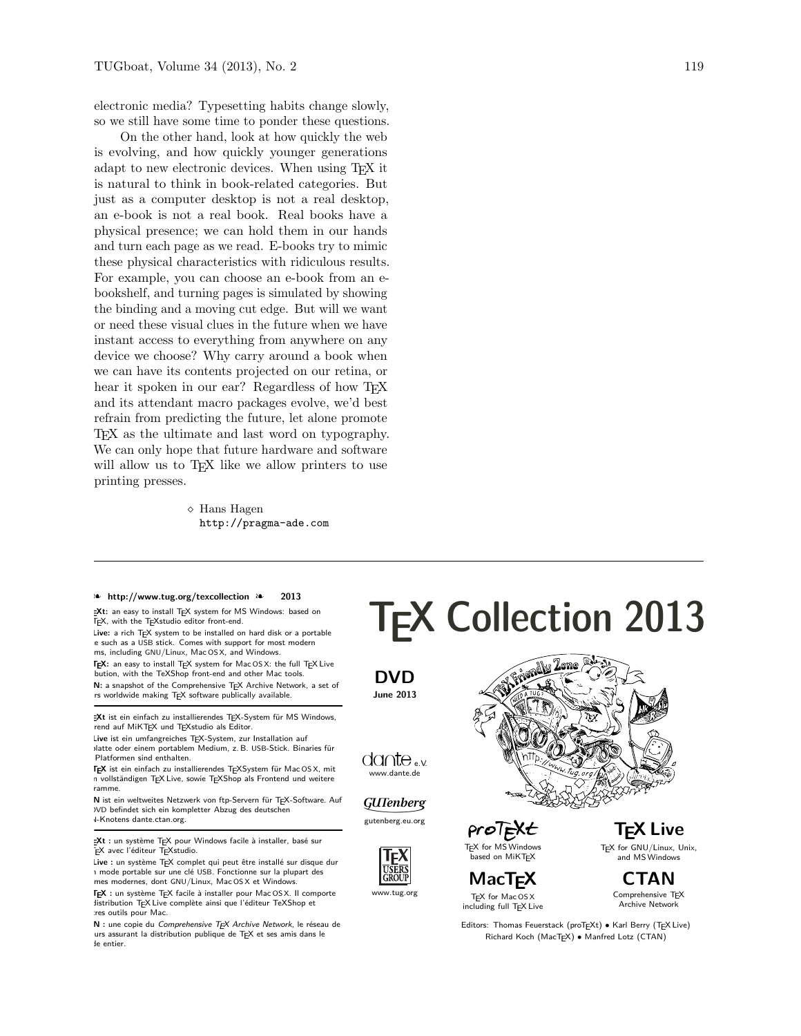electronic media? Typesetting habits change slowly, so we still have some time to ponder these questions.

On the other hand, look at how quickly the web is evolving, and how quickly younger generations adapt to new electronic devices. When using TEX it is natural to think in book-related categories. But just as a computer desktop is not a real desktop, an e-book is not a real book. Real books have a physical presence; we can hold them in our hands and turn each page as we read. E-books try to mimic these physical characteristics with ridiculous results. For example, you can choose an e-book from an e-bookshelf, and turning pages is simulated by showing the binding and a moving cut edge. But will we want or need these visual clues in the future when we have instant access to everything from anywhere on any device we choose? Why carry around a book when we can have its contents projected on our retina, or hear it spoken in our ear? Regardless of how TEX and its attendant macro packages evolve, we'd best refrain from predicting the future, let alone promote TEX as the ultimate and last word on typography. We can only hope that future hardware and software will allow us to TEX like we allow printers to use printing presses.

◇ Hans Hagen
http://pragma-ade.com

---

❧ **http://www.tug.org/texcollection** ❧ **2013**

**EXt:** an easy to install TEX system for MS Windows: based on TEX, with the TEXstudio editor front-end.

**Live:** a rich TEX system to be installed on hard disk or a portable e such as a USB stick. Comes with support for most modern ms, including GNU/Linux, Mac OS X, and Windows.

**TEX:** an easy to install TEX system for Mac OS X: the full TEX Live bution, with the TeXShop front-end and other Mac tools.

**N:** a snapshot of the Comprehensive TEX Archive Network, a set of rs worldwide making TEX software publically available.

**EXt** ist ein einfach zu installierendes TEX-System für MS Windows, rend auf MiKTEX und TEXstudio als Editor.

**Live** ist ein umfangreiches TEX-System, zur Installation auf platte oder einem portablem Medium, z. B. USB-Stick. Binaries für Platformen sind enthalten.

**TEX** ist ein einfach zu installierendes TEXSystem für Mac OS X, mit n vollständigen TEX Live, sowie TEXShop als Frontend und weitere ramme.

**N** ist ein weltweites Netzwerk von ftp-Servern für TEX-Software. Auf DVD befindet sich ein kompletter Abzug des deutschen N-Knotens dante.ctan.org.

**EXt :** un système TEX pour Windows facile à installer, basé sur EX avec l'éditeur TEXstudio.

**Live :** un système TEX complet qui peut être installé sur disque dur n mode portable sur une clé USB. Fonctionne sur la plupart des mes modernes, dont GNU/Linux, Mac OS X et Windows.

**TEX :** un système TEX facile à installer pour Mac OS X. Il comporte distribution TEX Live complète ainsi que l'éditeur TeXShop et tres outils pour Mac.

**N :** une copie du *Comprehensive TEX Archive Network*, le réseau de urs assurant la distribution publique de TEX et ses amis dans le de entier.

# TEX Collection 2013

**DVD**
**June 2013**

dante e.V.
www.dante.de

GUTenberg
gutenberg.eu.org

TEX USERS GROUP
www.tug.org

**proTEXt**
TEX for MS Windows based on MiKTEX

**TEX Live**
TEX for GNU/Linux, Unix, and MS Windows

**MacTEX**
TEX for Mac OS X including full TEX Live

**CTAN**
Comprehensive TEX Archive Network

Editors: Thomas Feuerstack (proTEXt) • Karl Berry (TEX Live)
Richard Koch (MacTEX) • Manfred Lotz (CTAN)